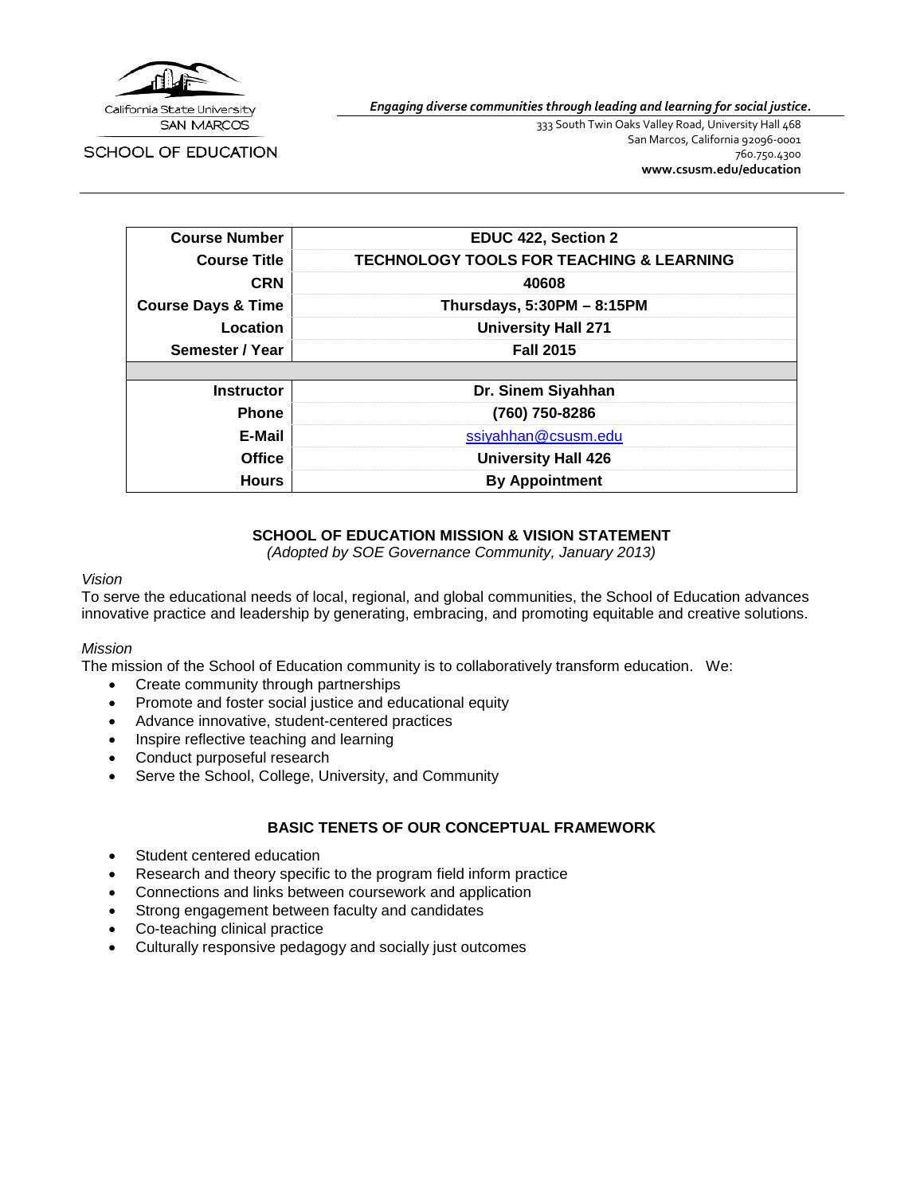California State University
SAN MARCOS

SCHOOL OF EDUCATION

*Engaging diverse communities through leading and learning for social justice.*

333 South Twin Oaks Valley Road, University Hall 468
San Marcos, California 92096-0001
760.750.4300
**www.csusm.edu/education**

| | |
|---|---|
| **Course Number** | **EDUC 422, Section 2** |
| **Course Title** | **TECHNOLOGY TOOLS FOR TEACHING & LEARNING** |
| **CRN** | **40608** |
| **Course Days & Time** | **Thursdays, 5:30PM – 8:15PM** |
| **Location** | **University Hall 271** |
| **Semester / Year** | **Fall 2015** |
| | |
| **Instructor** | **Dr. Sinem Siyahhan** |
| **Phone** | **(760) 750-8286** |
| **E-Mail** | ssiyahhan@csusm.edu |
| **Office** | **University Hall 426** |
| **Hours** | **By Appointment** |

## SCHOOL OF EDUCATION MISSION & VISION STATEMENT

*(Adopted by SOE Governance Community, January 2013)*

*Vision*

To serve the educational needs of local, regional, and global communities, the School of Education advances innovative practice and leadership by generating, embracing, and promoting equitable and creative solutions.

*Mission*

The mission of the School of Education community is to collaboratively transform education. We:

- Create community through partnerships
- Promote and foster social justice and educational equity
- Advance innovative, student-centered practices
- Inspire reflective teaching and learning
- Conduct purposeful research
- Serve the School, College, University, and Community

## BASIC TENETS OF OUR CONCEPTUAL FRAMEWORK

- Student centered education
- Research and theory specific to the program field inform practice
- Connections and links between coursework and application
- Strong engagement between faculty and candidates
- Co-teaching clinical practice
- Culturally responsive pedagogy and socially just outcomes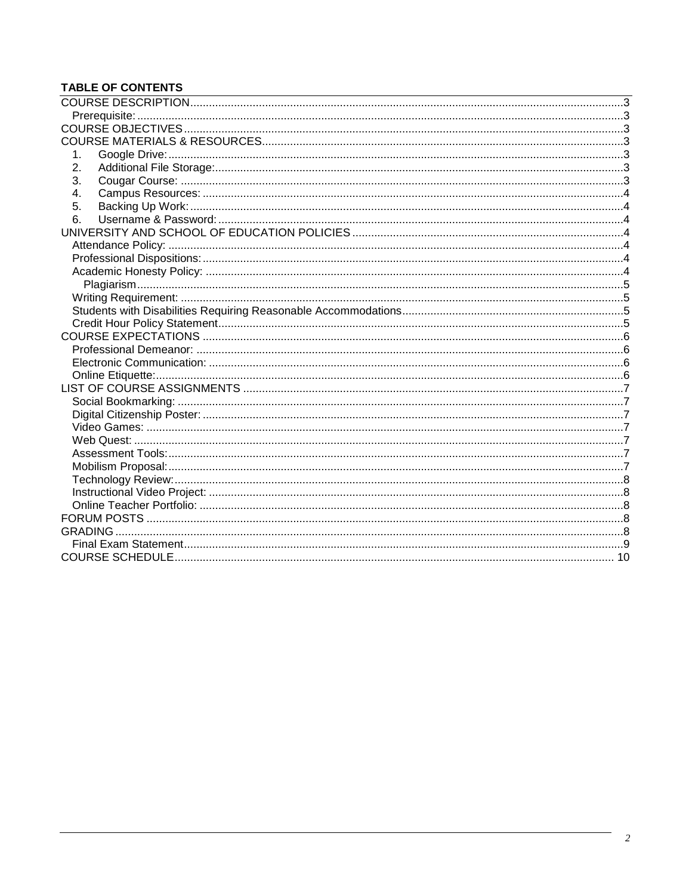**TABLE OF CONTENTS**

| | |
|---|---|
| COURSE DESCRIPTION | 3 |
| Prerequisite: | 3 |
| COURSE OBJECTIVES | 3 |
| COURSE MATERIALS & RESOURCES | 3 |
| 1. Google Drive: | 3 |
| 2. Additional File Storage: | 3 |
| 3. Cougar Course: | 3 |
| 4. Campus Resources: | 4 |
| 5. Backing Up Work: | 4 |
| 6. Username & Password: | 4 |
| UNIVERSITY AND SCHOOL OF EDUCATION POLICIES | 4 |
| Attendance Policy: | 4 |
| Professional Dispositions: | 4 |
| Academic Honesty Policy: | 4 |
| Plagiarism | 5 |
| Writing Requirement: | 5 |
| Students with Disabilities Requiring Reasonable Accommodations | 5 |
| Credit Hour Policy Statement | 5 |
| COURSE EXPECTATIONS | 6 |
| Professional Demeanor: | 6 |
| Electronic Communication: | 6 |
| Online Etiquette: | 6 |
| LIST OF COURSE ASSIGNMENTS | 7 |
| Social Bookmarking: | 7 |
| Digital Citizenship Poster: | 7 |
| Video Games: | 7 |
| Web Quest: | 7 |
| Assessment Tools: | 7 |
| Mobilism Proposal: | 7 |
| Technology Review: | 8 |
| Instructional Video Project: | 8 |
| Online Teacher Portfolio: | 8 |
| FORUM POSTS | 8 |
| GRADING | 8 |
| Final Exam Statement | 9 |
| COURSE SCHEDULE | 10 |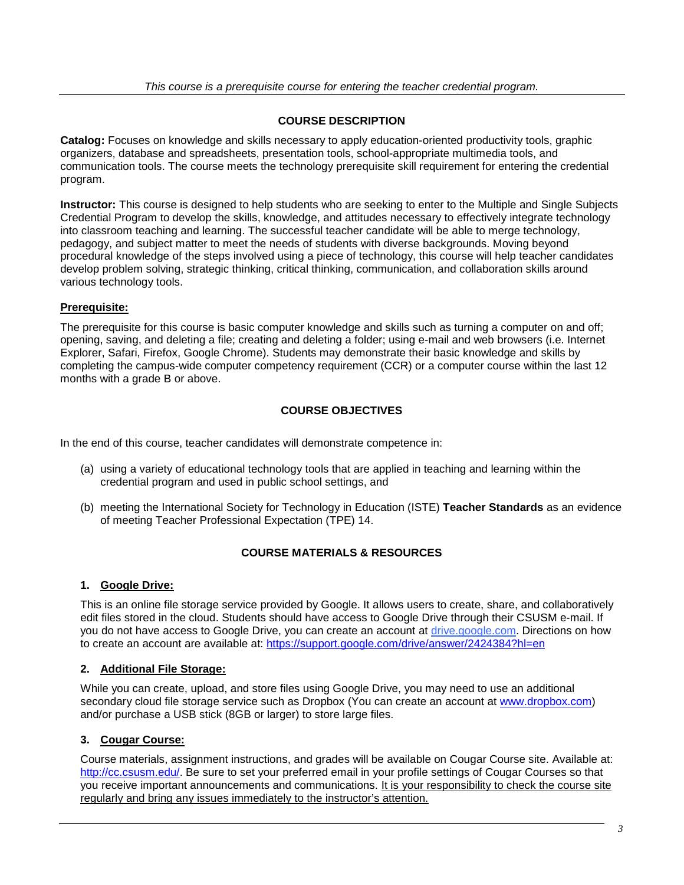*This course is a prerequisite course for entering the teacher credential program.*

## COURSE DESCRIPTION

**Catalog:** Focuses on knowledge and skills necessary to apply education-oriented productivity tools, graphic organizers, database and spreadsheets, presentation tools, school-appropriate multimedia tools, and communication tools. The course meets the technology prerequisite skill requirement for entering the credential program.

**Instructor:** This course is designed to help students who are seeking to enter to the Multiple and Single Subjects Credential Program to develop the skills, knowledge, and attitudes necessary to effectively integrate technology into classroom teaching and learning. The successful teacher candidate will be able to merge technology, pedagogy, and subject matter to meet the needs of students with diverse backgrounds. Moving beyond procedural knowledge of the steps involved using a piece of technology, this course will help teacher candidates develop problem solving, strategic thinking, critical thinking, communication, and collaboration skills around various technology tools.

### Prerequisite:

The prerequisite for this course is basic computer knowledge and skills such as turning a computer on and off; opening, saving, and deleting a file; creating and deleting a folder; using e-mail and web browsers (i.e. Internet Explorer, Safari, Firefox, Google Chrome). Students may demonstrate their basic knowledge and skills by completing the campus-wide computer competency requirement (CCR) or a computer course within the last 12 months with a grade B or above.

## COURSE OBJECTIVES

In the end of this course, teacher candidates will demonstrate competence in:

(a) using a variety of educational technology tools that are applied in teaching and learning within the credential program and used in public school settings, and

(b) meeting the International Society for Technology in Education (ISTE) **Teacher Standards** as an evidence of meeting Teacher Professional Expectation (TPE) 14.

## COURSE MATERIALS & RESOURCES

### 1. Google Drive:

This is an online file storage service provided by Google. It allows users to create, share, and collaboratively edit files stored in the cloud. Students should have access to Google Drive through their CSUSM e-mail. If you do not have access to Google Drive, you can create an account at drive.google.com. Directions on how to create an account are available at: https://support.google.com/drive/answer/2424384?hl=en

### 2. Additional File Storage:

While you can create, upload, and store files using Google Drive, you may need to use an additional secondary cloud file storage service such as Dropbox (You can create an account at www.dropbox.com) and/or purchase a USB stick (8GB or larger) to store large files.

### 3. Cougar Course:

Course materials, assignment instructions, and grades will be available on Cougar Course site. Available at: http://cc.csusm.edu/. Be sure to set your preferred email in your profile settings of Cougar Courses so that you receive important announcements and communications. <u>It is your responsibility to check the course site regularly and bring any issues immediately to the instructor's attention.</u>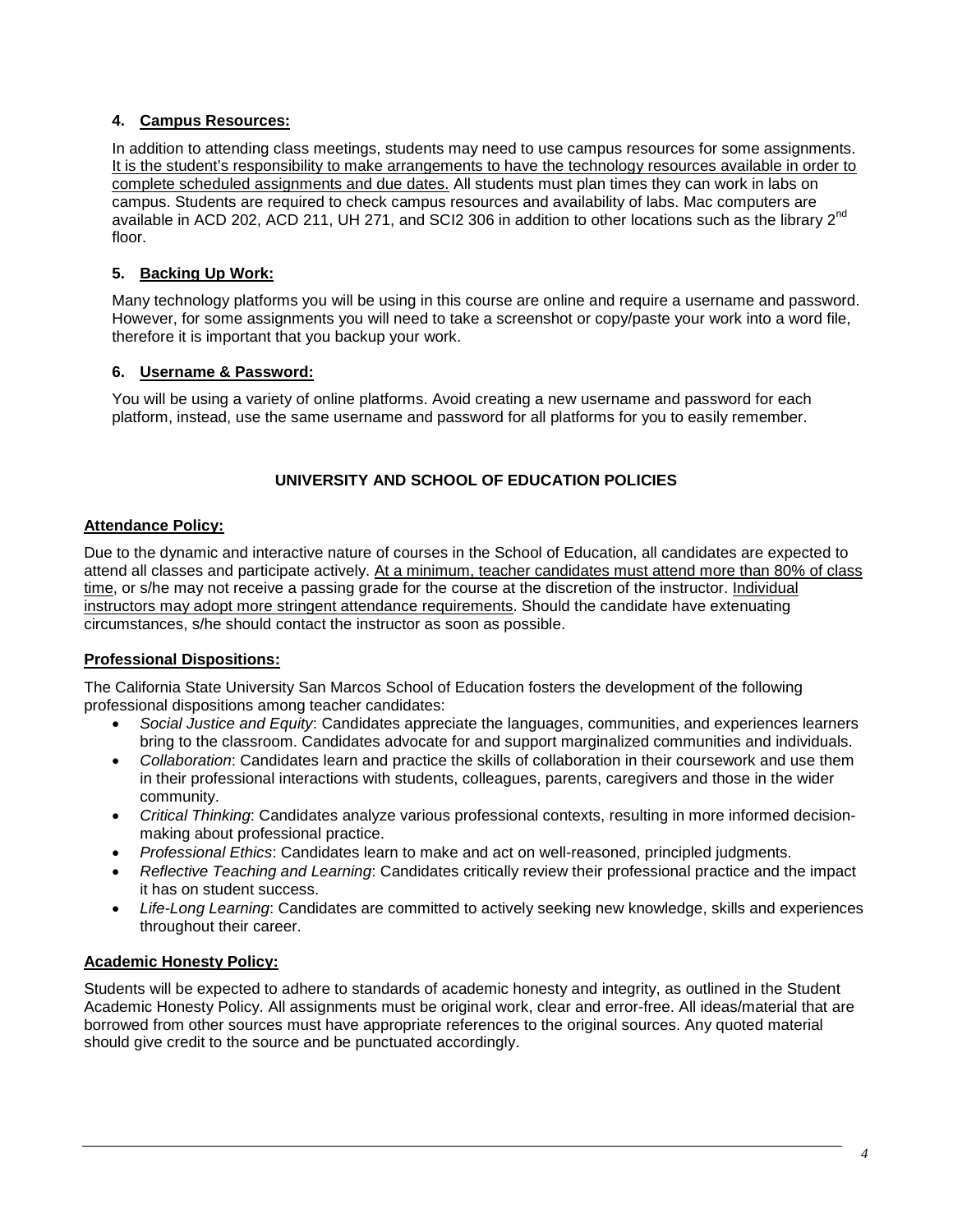### 4. Campus Resources:

In addition to attending class meetings, students may need to use campus resources for some assignments. It is the student's responsibility to make arrangements to have the technology resources available in order to complete scheduled assignments and due dates. All students must plan times they can work in labs on campus. Students are required to check campus resources and availability of labs. Mac computers are available in ACD 202, ACD 211, UH 271, and SCI2 306 in addition to other locations such as the library 2nd floor.

### 5. Backing Up Work:

Many technology platforms you will be using in this course are online and require a username and password. However, for some assignments you will need to take a screenshot or copy/paste your work into a word file, therefore it is important that you backup your work.

### 6. Username & Password:

You will be using a variety of online platforms. Avoid creating a new username and password for each platform, instead, use the same username and password for all platforms for you to easily remember.

## UNIVERSITY AND SCHOOL OF EDUCATION POLICIES

### Attendance Policy:

Due to the dynamic and interactive nature of courses in the School of Education, all candidates are expected to attend all classes and participate actively. At a minimum, teacher candidates must attend more than 80% of class time, or s/he may not receive a passing grade for the course at the discretion of the instructor. Individual instructors may adopt more stringent attendance requirements. Should the candidate have extenuating circumstances, s/he should contact the instructor as soon as possible.

### Professional Dispositions:

The California State University San Marcos School of Education fosters the development of the following professional dispositions among teacher candidates:

- *Social Justice and Equity*: Candidates appreciate the languages, communities, and experiences learners bring to the classroom. Candidates advocate for and support marginalized communities and individuals.
- *Collaboration*: Candidates learn and practice the skills of collaboration in their coursework and use them in their professional interactions with students, colleagues, parents, caregivers and those in the wider community.
- *Critical Thinking*: Candidates analyze various professional contexts, resulting in more informed decision-making about professional practice.
- *Professional Ethics*: Candidates learn to make and act on well-reasoned, principled judgments.
- *Reflective Teaching and Learning*: Candidates critically review their professional practice and the impact it has on student success.
- *Life-Long Learning*: Candidates are committed to actively seeking new knowledge, skills and experiences throughout their career.

### Academic Honesty Policy:

Students will be expected to adhere to standards of academic honesty and integrity, as outlined in the Student Academic Honesty Policy. All assignments must be original work, clear and error-free. All ideas/material that are borrowed from other sources must have appropriate references to the original sources. Any quoted material should give credit to the source and be punctuated accordingly.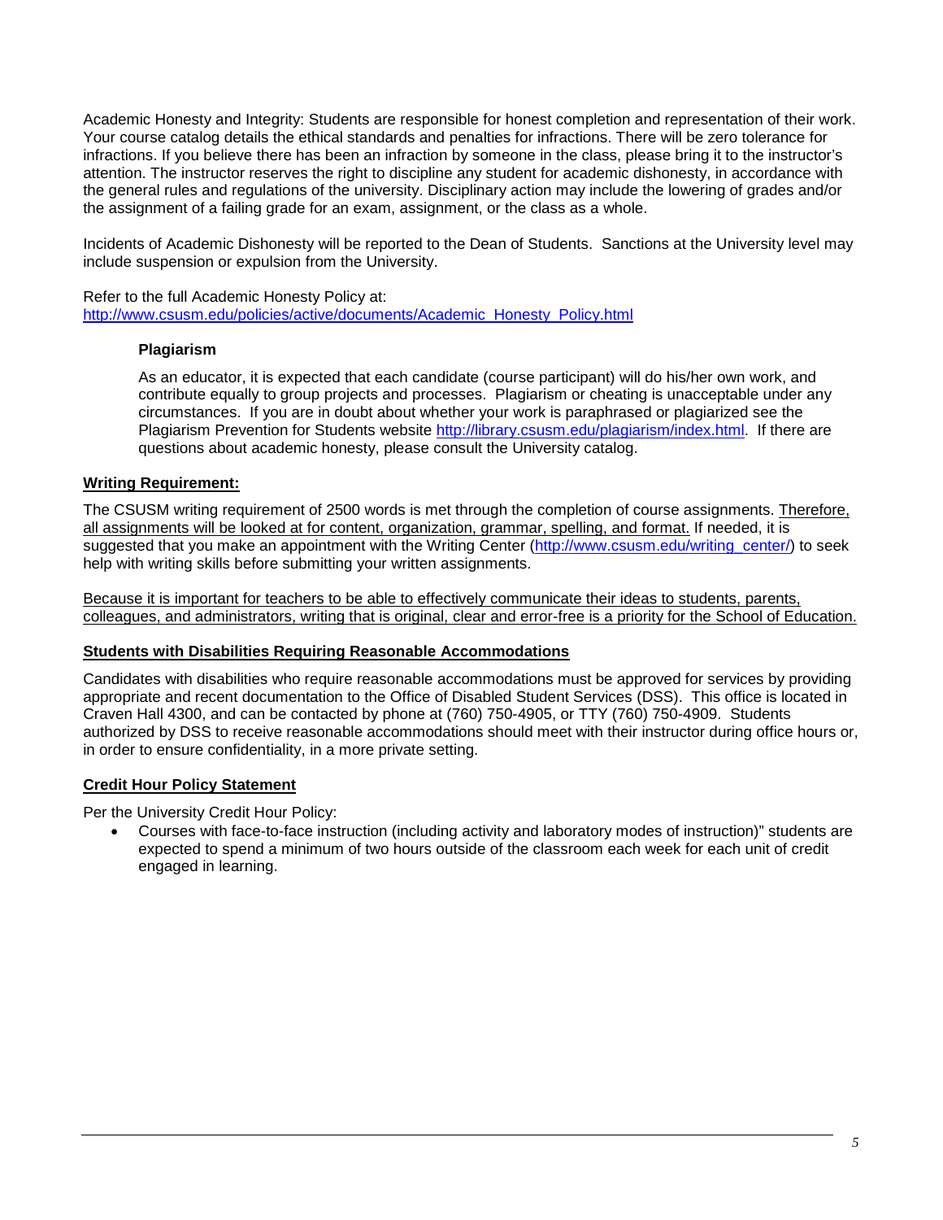Academic Honesty and Integrity: Students are responsible for honest completion and representation of their work. Your course catalog details the ethical standards and penalties for infractions. There will be zero tolerance for infractions. If you believe there has been an infraction by someone in the class, please bring it to the instructor's attention. The instructor reserves the right to discipline any student for academic dishonesty, in accordance with the general rules and regulations of the university. Disciplinary action may include the lowering of grades and/or the assignment of a failing grade for an exam, assignment, or the class as a whole.

Incidents of Academic Dishonesty will be reported to the Dean of Students. Sanctions at the University level may include suspension or expulsion from the University.

Refer to the full Academic Honesty Policy at:
http://www.csusm.edu/policies/active/documents/Academic_Honesty_Policy.html

### Plagiarism

As an educator, it is expected that each candidate (course participant) will do his/her own work, and contribute equally to group projects and processes. Plagiarism or cheating is unacceptable under any circumstances. If you are in doubt about whether your work is paraphrased or plagiarized see the Plagiarism Prevention for Students website http://library.csusm.edu/plagiarism/index.html. If there are questions about academic honesty, please consult the University catalog.

## Writing Requirement:

The CSUSM writing requirement of 2500 words is met through the completion of course assignments. Therefore, all assignments will be looked at for content, organization, grammar, spelling, and format. If needed, it is suggested that you make an appointment with the Writing Center (http://www.csusm.edu/writing_center/) to seek help with writing skills before submitting your written assignments.

Because it is important for teachers to be able to effectively communicate their ideas to students, parents, colleagues, and administrators, writing that is original, clear and error-free is a priority for the School of Education.

## Students with Disabilities Requiring Reasonable Accommodations

Candidates with disabilities who require reasonable accommodations must be approved for services by providing appropriate and recent documentation to the Office of Disabled Student Services (DSS). This office is located in Craven Hall 4300, and can be contacted by phone at (760) 750-4905, or TTY (760) 750-4909. Students authorized by DSS to receive reasonable accommodations should meet with their instructor during office hours or, in order to ensure confidentiality, in a more private setting.

## Credit Hour Policy Statement

Per the University Credit Hour Policy:

- Courses with face-to-face instruction (including activity and laboratory modes of instruction)" students are expected to spend a minimum of two hours outside of the classroom each week for each unit of credit engaged in learning.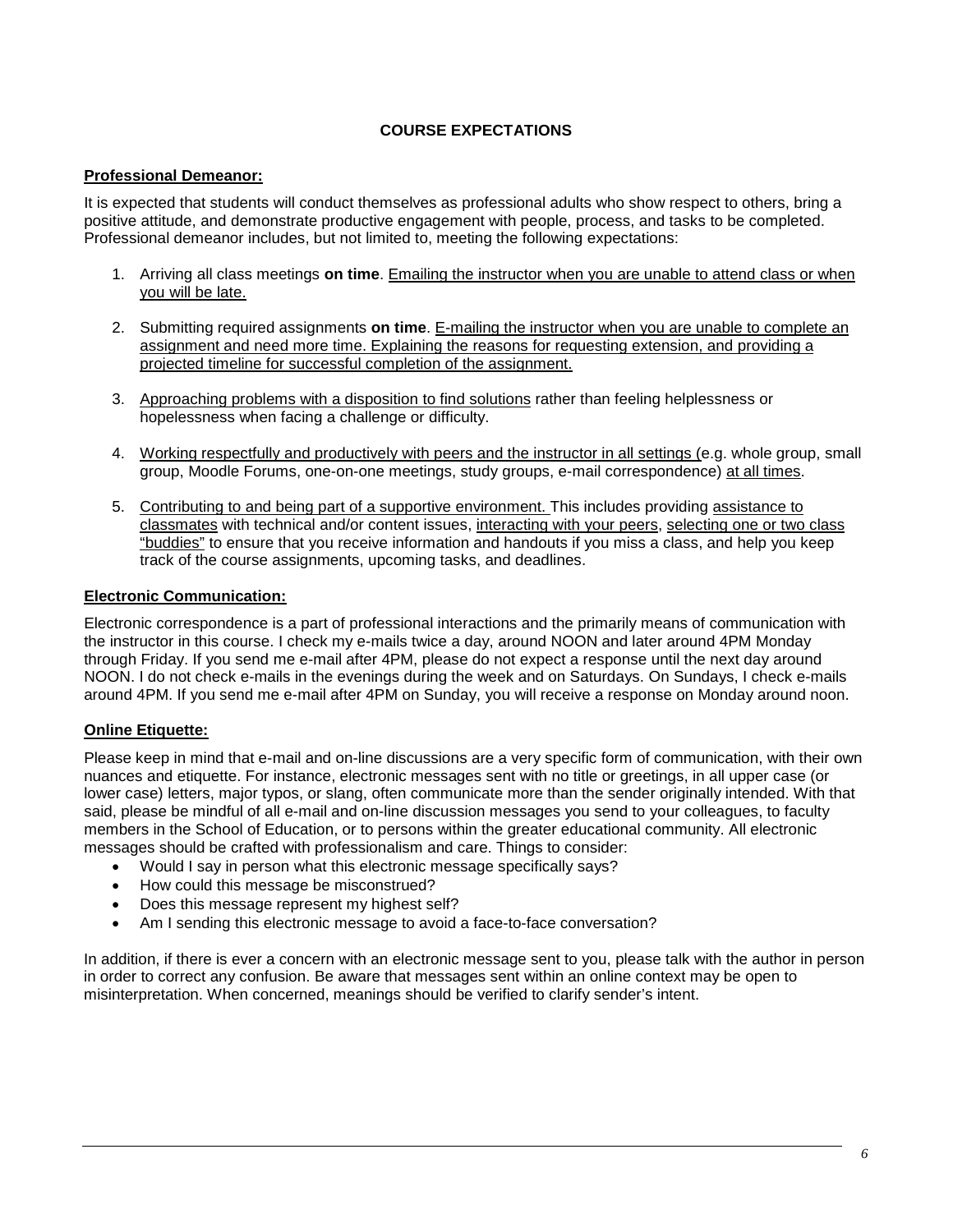## COURSE EXPECTATIONS

**Professional Demeanor:**

It is expected that students will conduct themselves as professional adults who show respect to others, bring a positive attitude, and demonstrate productive engagement with people, process, and tasks to be completed. Professional demeanor includes, but not limited to, meeting the following expectations:

1. Arriving all class meetings **on time**. Emailing the instructor when you are unable to attend class or when you will be late.
2. Submitting required assignments **on time**. E-mailing the instructor when you are unable to complete an assignment and need more time. Explaining the reasons for requesting extension, and providing a projected timeline for successful completion of the assignment.
3. Approaching problems with a disposition to find solutions rather than feeling helplessness or hopelessness when facing a challenge or difficulty.
4. Working respectfully and productively with peers and the instructor in all settings (e.g. whole group, small group, Moodle Forums, one-on-one meetings, study groups, e-mail correspondence) at all times.
5. Contributing to and being part of a supportive environment. This includes providing assistance to classmates with technical and/or content issues, interacting with your peers, selecting one or two class "buddies" to ensure that you receive information and handouts if you miss a class, and help you keep track of the course assignments, upcoming tasks, and deadlines.

**Electronic Communication:**

Electronic correspondence is a part of professional interactions and the primarily means of communication with the instructor in this course. I check my e-mails twice a day, around NOON and later around 4PM Monday through Friday. If you send me e-mail after 4PM, please do not expect a response until the next day around NOON. I do not check e-mails in the evenings during the week and on Saturdays. On Sundays, I check e-mails around 4PM. If you send me e-mail after 4PM on Sunday, you will receive a response on Monday around noon.

**Online Etiquette:**

Please keep in mind that e-mail and on-line discussions are a very specific form of communication, with their own nuances and etiquette. For instance, electronic messages sent with no title or greetings, in all upper case (or lower case) letters, major typos, or slang, often communicate more than the sender originally intended. With that said, please be mindful of all e-mail and on-line discussion messages you send to your colleagues, to faculty members in the School of Education, or to persons within the greater educational community. All electronic messages should be crafted with professionalism and care. Things to consider:

- Would I say in person what this electronic message specifically says?
- How could this message be misconstrued?
- Does this message represent my highest self?
- Am I sending this electronic message to avoid a face-to-face conversation?

In addition, if there is ever a concern with an electronic message sent to you, please talk with the author in person in order to correct any confusion. Be aware that messages sent within an online context may be open to misinterpretation. When concerned, meanings should be verified to clarify sender's intent.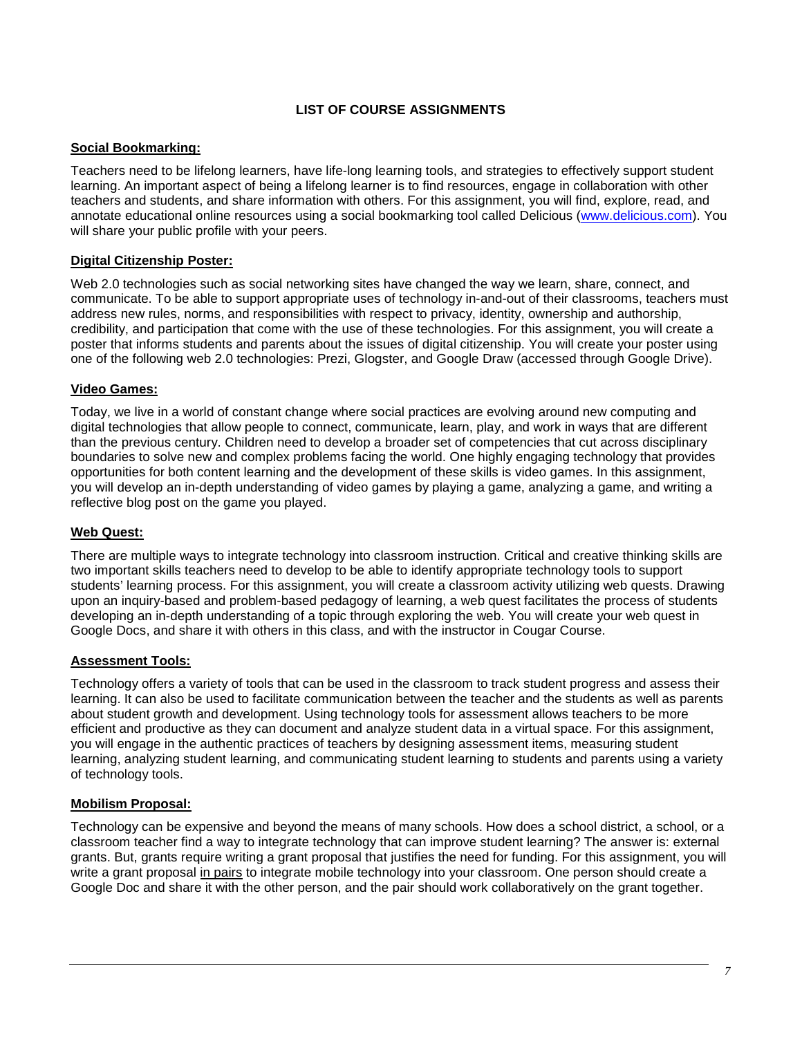## LIST OF COURSE ASSIGNMENTS

### Social Bookmarking:

Teachers need to be lifelong learners, have life-long learning tools, and strategies to effectively support student learning. An important aspect of being a lifelong learner is to find resources, engage in collaboration with other teachers and students, and share information with others. For this assignment, you will find, explore, read, and annotate educational online resources using a social bookmarking tool called Delicious (www.delicious.com). You will share your public profile with your peers.

### Digital Citizenship Poster:

Web 2.0 technologies such as social networking sites have changed the way we learn, share, connect, and communicate. To be able to support appropriate uses of technology in-and-out of their classrooms, teachers must address new rules, norms, and responsibilities with respect to privacy, identity, ownership and authorship, credibility, and participation that come with the use of these technologies. For this assignment, you will create a poster that informs students and parents about the issues of digital citizenship. You will create your poster using one of the following web 2.0 technologies: Prezi, Glogster, and Google Draw (accessed through Google Drive).

### Video Games:

Today, we live in a world of constant change where social practices are evolving around new computing and digital technologies that allow people to connect, communicate, learn, play, and work in ways that are different than the previous century. Children need to develop a broader set of competencies that cut across disciplinary boundaries to solve new and complex problems facing the world. One highly engaging technology that provides opportunities for both content learning and the development of these skills is video games. In this assignment, you will develop an in-depth understanding of video games by playing a game, analyzing a game, and writing a reflective blog post on the game you played.

### Web Quest:

There are multiple ways to integrate technology into classroom instruction. Critical and creative thinking skills are two important skills teachers need to develop to be able to identify appropriate technology tools to support students' learning process. For this assignment, you will create a classroom activity utilizing web quests. Drawing upon an inquiry-based and problem-based pedagogy of learning, a web quest facilitates the process of students developing an in-depth understanding of a topic through exploring the web. You will create your web quest in Google Docs, and share it with others in this class, and with the instructor in Cougar Course.

### Assessment Tools:

Technology offers a variety of tools that can be used in the classroom to track student progress and assess their learning. It can also be used to facilitate communication between the teacher and the students as well as parents about student growth and development. Using technology tools for assessment allows teachers to be more efficient and productive as they can document and analyze student data in a virtual space. For this assignment, you will engage in the authentic practices of teachers by designing assessment items, measuring student learning, analyzing student learning, and communicating student learning to students and parents using a variety of technology tools.

### Mobilism Proposal:

Technology can be expensive and beyond the means of many schools. How does a school district, a school, or a classroom teacher find a way to integrate technology that can improve student learning? The answer is: external grants. But, grants require writing a grant proposal that justifies the need for funding. For this assignment, you will write a grant proposal in pairs to integrate mobile technology into your classroom. One person should create a Google Doc and share it with the other person, and the pair should work collaboratively on the grant together.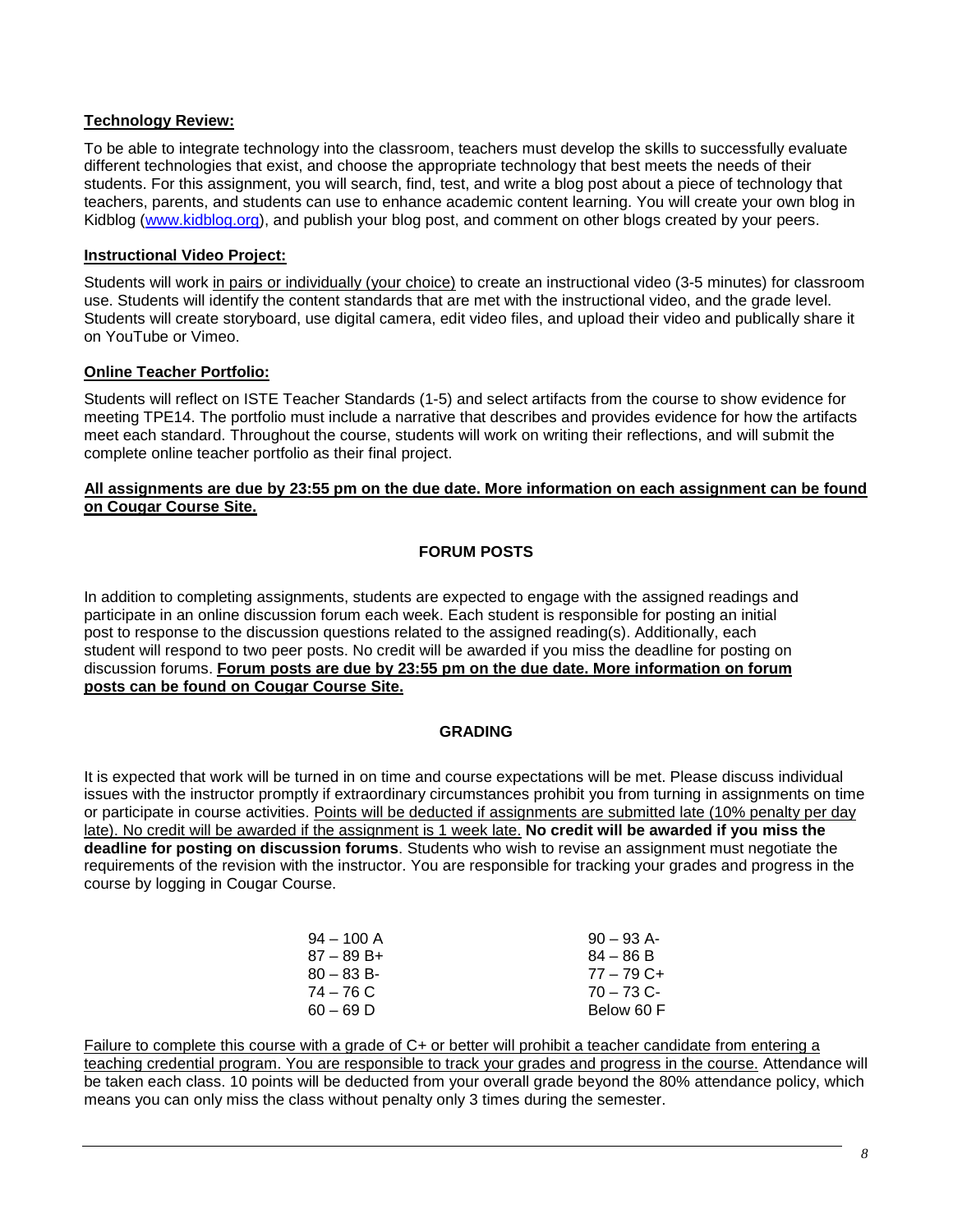**Technology Review:**

To be able to integrate technology into the classroom, teachers must develop the skills to successfully evaluate different technologies that exist, and choose the appropriate technology that best meets the needs of their students. For this assignment, you will search, find, test, and write a blog post about a piece of technology that teachers, parents, and students can use to enhance academic content learning. You will create your own blog in Kidblog ([www.kidblog.org](www.kidblog.org)), and publish your blog post, and comment on other blogs created by your peers.

**Instructional Video Project:**

Students will work in pairs or individually (your choice) to create an instructional video (3-5 minutes) for classroom use. Students will identify the content standards that are met with the instructional video, and the grade level. Students will create storyboard, use digital camera, edit video files, and upload their video and publically share it on YouTube or Vimeo.

**Online Teacher Portfolio:**

Students will reflect on ISTE Teacher Standards (1-5) and select artifacts from the course to show evidence for meeting TPE14. The portfolio must include a narrative that describes and provides evidence for how the artifacts meet each standard. Throughout the course, students will work on writing their reflections, and will submit the complete online teacher portfolio as their final project.

**All assignments are due by 23:55 pm on the due date. More information on each assignment can be found on Cougar Course Site.**

## FORUM POSTS

In addition to completing assignments, students are expected to engage with the assigned readings and participate in an online discussion forum each week. Each student is responsible for posting an initial post to response to the discussion questions related to the assigned reading(s). Additionally, each student will respond to two peer posts. No credit will be awarded if you miss the deadline for posting on discussion forums. **Forum posts are due by 23:55 pm on the due date. More information on forum posts can be found on Cougar Course Site.**

## GRADING

It is expected that work will be turned in on time and course expectations will be met. Please discuss individual issues with the instructor promptly if extraordinary circumstances prohibit you from turning in assignments on time or participate in course activities. Points will be deducted if assignments are submitted late (10% penalty per day late). No credit will be awarded if the assignment is 1 week late. **No credit will be awarded if you miss the deadline for posting on discussion forums**. Students who wish to revise an assignment must negotiate the requirements of the revision with the instructor. You are responsible for tracking your grades and progress in the course by logging in Cougar Course.

| | |
|---|---|
| 94 – 100 A | 90 – 93 A- |
| 87 – 89 B+ | 84 – 86 B |
| 80 – 83 B- | 77 – 79 C+ |
| 74 – 76 C | 70 – 73 C- |
| 60 – 69 D | Below 60 F |

Failure to complete this course with a grade of C+ or better will prohibit a teacher candidate from entering a teaching credential program. You are responsible to track your grades and progress in the course. Attendance will be taken each class. 10 points will be deducted from your overall grade beyond the 80% attendance policy, which means you can only miss the class without penalty only 3 times during the semester.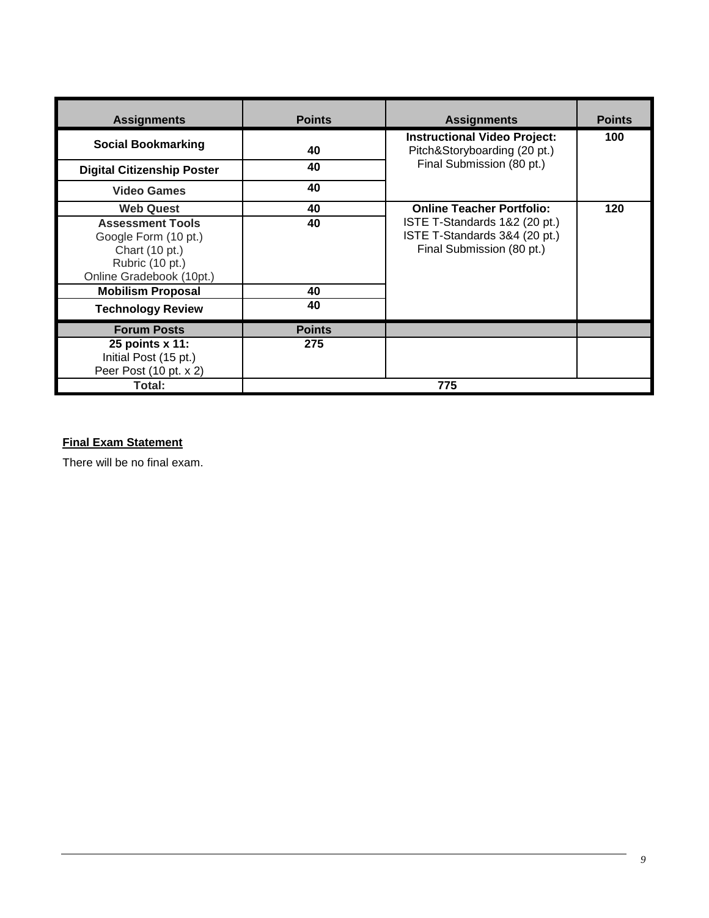| Assignments | Points | Assignments | Points |
|---|---|---|---|
| **Social Bookmarking** | **40** | **Instructional Video Project:** Pitch&Storyboarding (20 pt.) Final Submission (80 pt.) | **100** |
| **Digital Citizenship Poster** | **40** | | |
| **Video Games** | **40** | | |
| **Web Quest** | **40** | **Online Teacher Portfolio:** ISTE T-Standards 1&2 (20 pt.) ISTE T-Standards 3&4 (20 pt.) Final Submission (80 pt.) | **120** |
| **Assessment Tools** Google Form (10 pt.) Chart (10 pt.) Rubric (10 pt.) Online Gradebook (10pt.) | **40** | | |
| **Mobilism Proposal** | **40** | | |
| **Technology Review** | **40** | | |
| **Forum Posts** | **Points** | | |
| **25 points x 11:** Initial Post (15 pt.) Peer Post (10 pt. x 2) | **275** | | |
| **Total:** | **775** | | |

**Final Exam Statement**

There will be no final exam.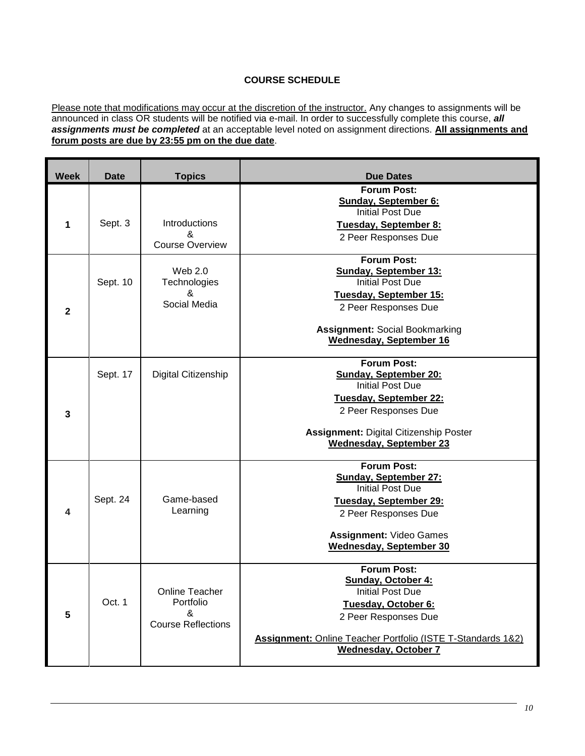## COURSE SCHEDULE

Please note that modifications may occur at the discretion of the instructor. Any changes to assignments will be announced in class OR students will be notified via e-mail. In order to successfully complete this course, ***all assignments must be completed*** at an acceptable level noted on assignment directions. **All assignments and forum posts are due by 23:55 pm on the due date**.

| Week | Date | Topics | Due Dates |
|---|---|---|---|
| **1** | Sept. 3 | Introductions & Course Overview | **Forum Post:** <br> **Sunday, September 6:** <br> Initial Post Due <br> **Tuesday, September 8:** <br> 2 Peer Responses Due |
| **2** | Sept. 10 | Web 2.0 Technologies & Social Media | **Forum Post:** <br> **Sunday, September 13:** <br> Initial Post Due <br> **Tuesday, September 15:** <br> 2 Peer Responses Due <br><br> **Assignment:** Social Bookmarking <br> **Wednesday, September 16** |
| **3** | Sept. 17 | Digital Citizenship | **Forum Post:** <br> **Sunday, September 20:** <br> Initial Post Due <br> **Tuesday, September 22:** <br> 2 Peer Responses Due <br><br> **Assignment:** Digital Citizenship Poster <br> **Wednesday, September 23** |
| **4** | Sept. 24 | Game-based Learning | **Forum Post:** <br> **Sunday, September 27:** <br> Initial Post Due <br> **Tuesday, September 29:** <br> 2 Peer Responses Due <br><br> **Assignment:** Video Games <br> **Wednesday, September 30** |
| **5** | Oct. 1 | Online Teacher Portfolio & Course Reflections | **Forum Post:** <br> **Sunday, October 4:** <br> Initial Post Due <br> **Tuesday, October 6:** <br> 2 Peer Responses Due <br><br> **Assignment:** Online Teacher Portfolio (ISTE T-Standards 1&2) <br> **Wednesday, October 7** |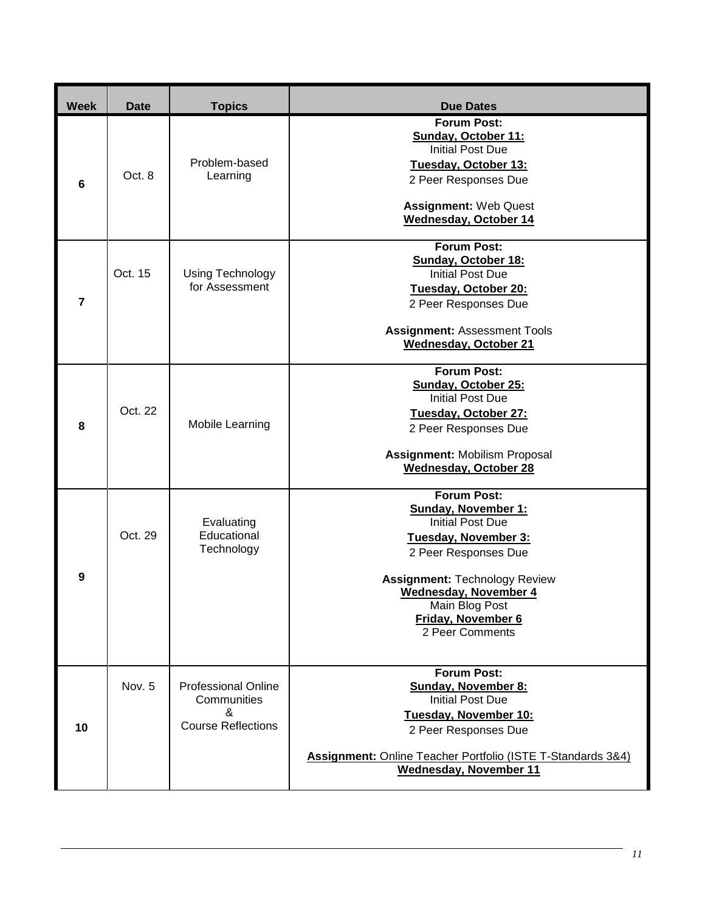| Week | Date | Topics | Due Dates |
|---|---|---|---|
| 6 | Oct. 8 | Problem-based Learning | **Forum Post:**<br>**Sunday, October 11:**<br>Initial Post Due<br>**Tuesday, October 13:**<br>2 Peer Responses Due<br><br>**Assignment:** Web Quest<br>**Wednesday, October 14** |
| 7 | Oct. 15 | Using Technology for Assessment | **Forum Post:**<br>**Sunday, October 18:**<br>Initial Post Due<br>**Tuesday, October 20:**<br>2 Peer Responses Due<br><br>**Assignment:** Assessment Tools<br>**Wednesday, October 21** |
| 8 | Oct. 22 | Mobile Learning | **Forum Post:**<br>**Sunday, October 25:**<br>Initial Post Due<br>**Tuesday, October 27:**<br>2 Peer Responses Due<br><br>**Assignment:** Mobilism Proposal<br>**Wednesday, October 28** |
| 9 | Oct. 29 | Evaluating Educational Technology | **Forum Post:**<br>**Sunday, November 1:**<br>Initial Post Due<br>**Tuesday, November 3:**<br>2 Peer Responses Due<br><br>**Assignment:** Technology Review<br>**Wednesday, November 4**<br>Main Blog Post<br>**Friday, November 6**<br>2 Peer Comments |
| 10 | Nov. 5 | Professional Online Communities & Course Reflections | **Forum Post:**<br>**Sunday, November 8:**<br>Initial Post Due<br>**Tuesday, November 10:**<br>2 Peer Responses Due<br><br>**Assignment:** Online Teacher Portfolio (ISTE T-Standards 3&4)<br>**Wednesday, November 11** |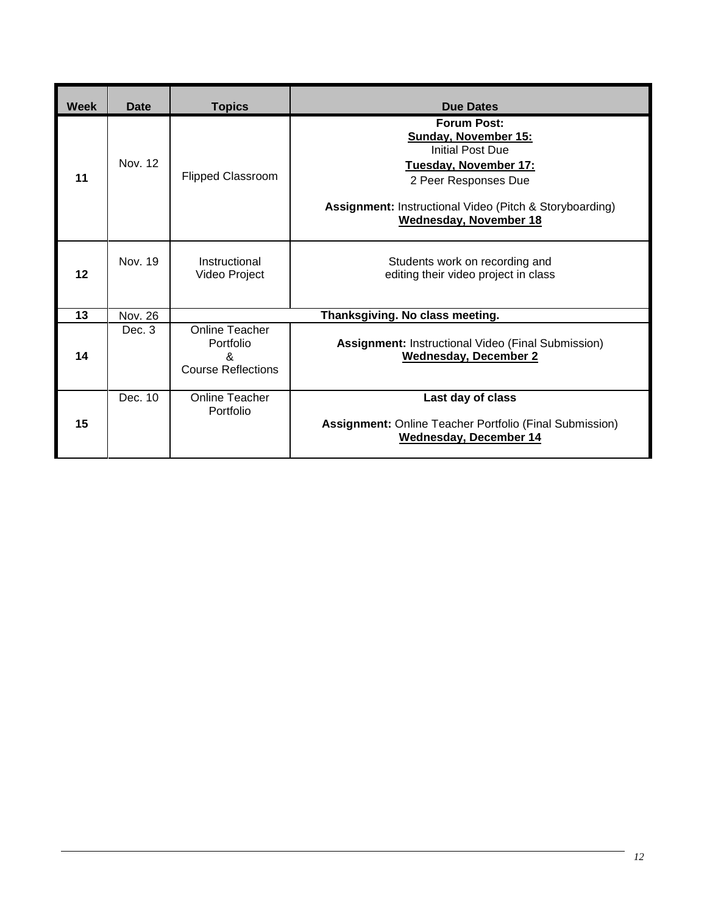| Week | Date | Topics | Due Dates |
| --- | --- | --- | --- |
| **11** | Nov. 12 | Flipped Classroom | **Forum Post:**<br>**Sunday, November 15:**<br>Initial Post Due<br>**Tuesday, November 17:**<br>2 Peer Responses Due<br><br>**Assignment:** Instructional Video (Pitch & Storyboarding)<br>**Wednesday, November 18** |
| **12** | Nov. 19 | Instructional Video Project | Students work on recording and editing their video project in class |
| **13** | Nov. 26 | **Thanksgiving. No class meeting.** | |
| **14** | Dec. 3 | Online Teacher Portfolio & Course Reflections | **Assignment:** Instructional Video (Final Submission)<br>**Wednesday, December 2** |
| **15** | Dec. 10 | Online Teacher Portfolio | **Last day of class**<br><br>**Assignment:** Online Teacher Portfolio (Final Submission)<br>**Wednesday, December 14** |